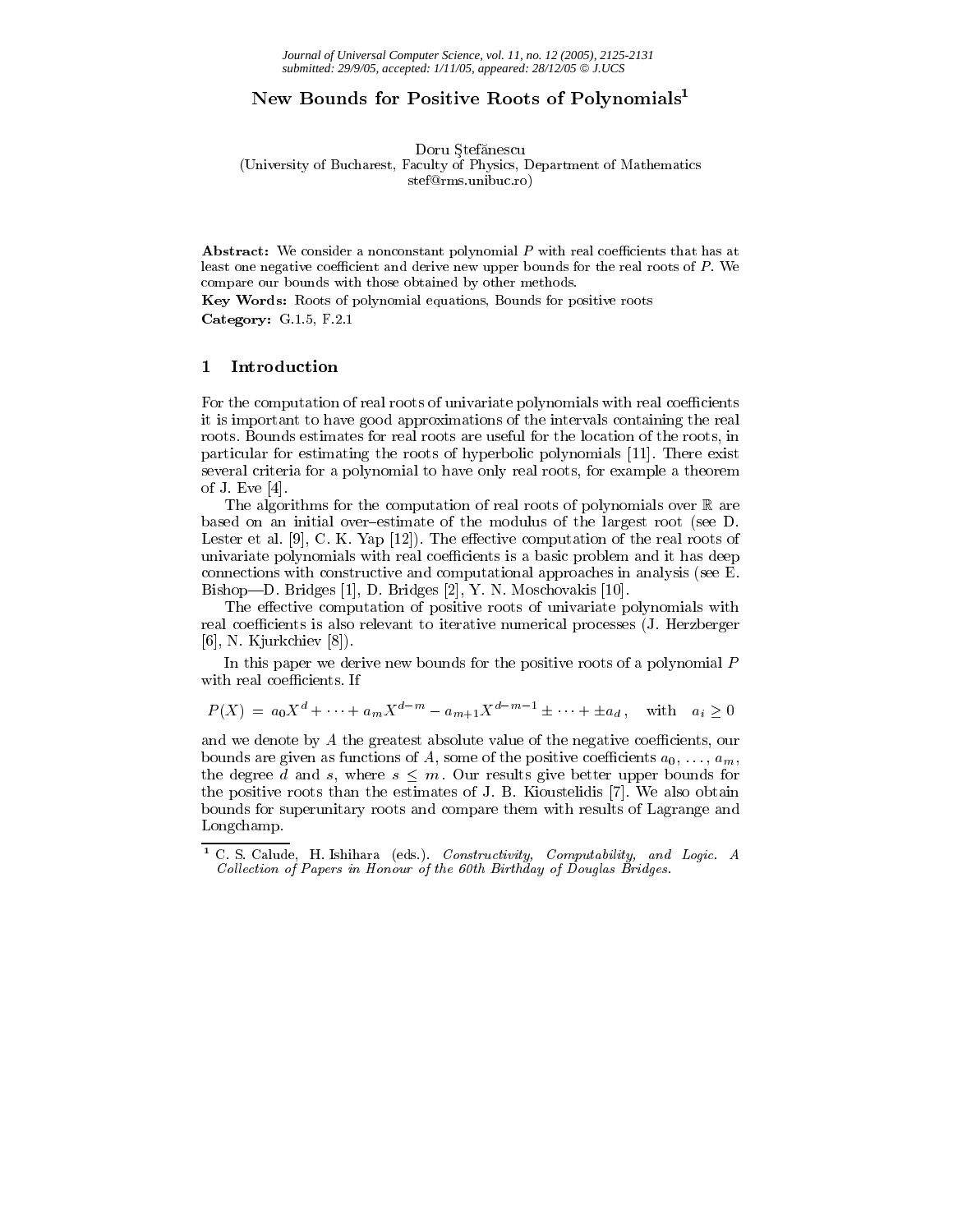# New Bounds for Positive Roots of Polynomials[1]

Doru Ştefănescu  
(University of Bucharest, Faculty of Physics, Department of Mathematics  
stef@rms.unibuc.ro)

**Abstract:** We consider a nonconstant polynomial $P$ with real coefficients that has at least one negative coefficient and derive new upper bounds for the real roots of $P$. We compare our bounds with those obtained by other methods.

**Key Words:** Roots of polynomial equations, Bounds for positive roots

**Category:** G.1.5, F.2.1

## 1 Introduction

For the computation of real roots of univariate polynomials with real coefficients it is important to have good approximations of the intervals containing the real roots. Bounds estimates for real roots are useful for the location of the roots, in particular for estimating the roots of hyperbolic polynomials [11]. There exist several criteria for a polynomial to have only real roots, for example a theorem of J. Eve [4].

The algorithms for the computation of real roots of polynomials over $\mathbb{R}$ are based on an initial over–estimate of the modulus of the largest root (see D. Lester et al. [9], C. K. Yap [12]). The effective computation of the real roots of univariate polynomials with real coefficients is a basic problem and it has deep connections with constructive and computational approaches in analysis (see E. Bishop—D. Bridges [1], D. Bridges [2], Y. N. Moschovakis [10].

The effective computation of positive roots of univariate polynomials with real coefficients is also relevant to iterative numerical processes (J. Herzberger [6], N. Kjurkchiev [8]).

In this paper we derive new bounds for the positive roots of a polynomial $P$ with real coefficients. If

$$P(X) \;=\; a_0 X^d + \cdots + a_m X^{d-m} - a_{m+1} X^{d-m-1} \pm \cdots + \pm a_d\,, \quad \text{with} \quad a_i \geq 0$$

and we denote by $A$ the greatest absolute value of the negative coefficients, our bounds are given as functions of $A$, some of the positive coefficients $a_0, \ldots, a_m$, the degree $d$ and $s$, where $s \leq m$. Our results give better upper bounds for the positive roots than the estimates of J. B. Kioustelidis [7]. We also obtain bounds for superunitary roots and compare them with results of Lagrange and Longchamp.

---

[1] C. S. Calude, H. Ishihara (eds.). *Constructivity, Computability, and Logic. A Collection of Papers in Honour of the 60th Birthday of Douglas Bridges.*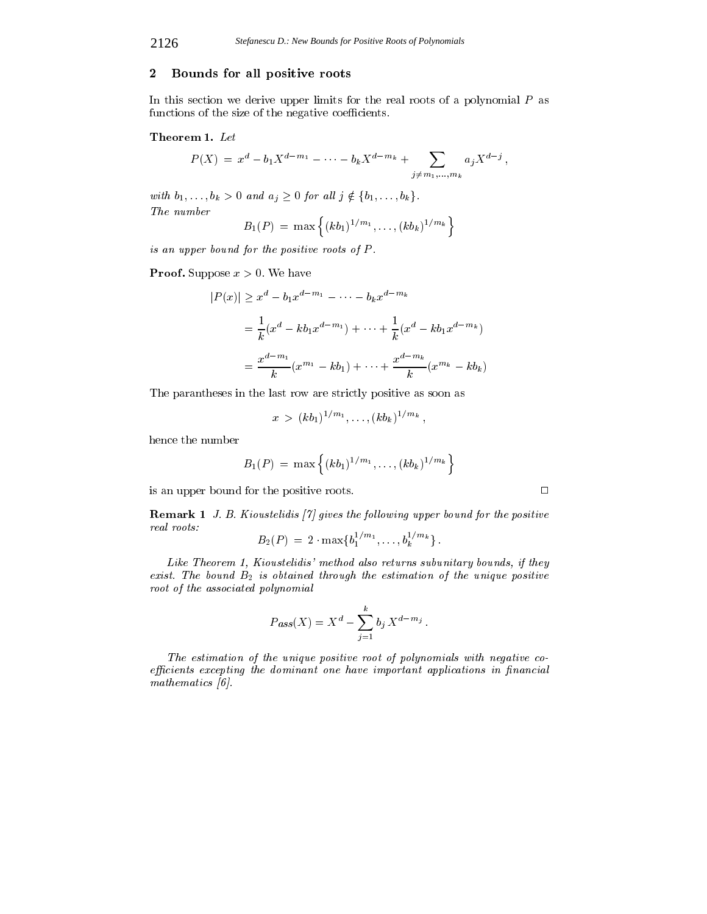## 2 Bounds for all positive roots

In this section we derive upper limits for the real roots of a polynomial $P$ as functions of the size of the negative coefficients.

**Theorem 1.** *Let*

$$P(X) = x^d - b_1 X^{d-m_1} - \cdots - b_k X^{d-m_k} + \sum_{j \neq m_1, \ldots, m_k} a_j X^{d-j},$$

*with $b_1, \ldots, b_k > 0$ and $a_j \geq 0$ for all $j \notin \{b_1, \ldots, b_k\}$.*
*The number*

$$B_1(P) = \max\left\{(kb_1)^{1/m_1}, \ldots, (kb_k)^{1/m_k}\right\}$$

*is an upper bound for the positive roots of $P$.*

**Proof.** Suppose $x > 0$. We have

$$\begin{aligned}
|P(x)| &\geq x^d - b_1 x^{d-m_1} - \cdots - b_k x^{d-m_k} \\
&= \frac{1}{k}(x^d - kb_1 x^{d-m_1}) + \cdots + \frac{1}{k}(x^d - kb_1 x^{d-m_k}) \\
&= \frac{x^{d-m_1}}{k}(x^{m_1} - kb_1) + \cdots + \frac{x^{d-m_k}}{k}(x^{m_k} - kb_k)
\end{aligned}$$

The parantheses in the last row are strictly positive as soon as

$$x > (kb_1)^{1/m_1}, \ldots, (kb_k)^{1/m_k},$$

hence the number

$$B_1(P) = \max\left\{(kb_1)^{1/m_1}, \ldots, (kb_k)^{1/m_k}\right\}$$

is an upper bound for the positive roots. □

**Remark 1** *J. B. Kioustelidis [7] gives the following upper bound for the positive real roots:*

$$B_2(P) = 2 \cdot \max\{b_1^{1/m_1}, \ldots, b_k^{1/m_k}\}.$$

*Like Theorem 1, Kioustelidis' method also returns subunitary bounds, if they exist. The bound $B_2$ is obtained through the estimation of the unique positive root of the associated polynomial*

$$P_{ass}(X) = X^d - \sum_{j=1}^{k} b_j X^{d-m_j}.$$

*The estimation of the unique positive root of polynomials with negative coefficients excepting the dominant one have important applications in financial mathematics [6].*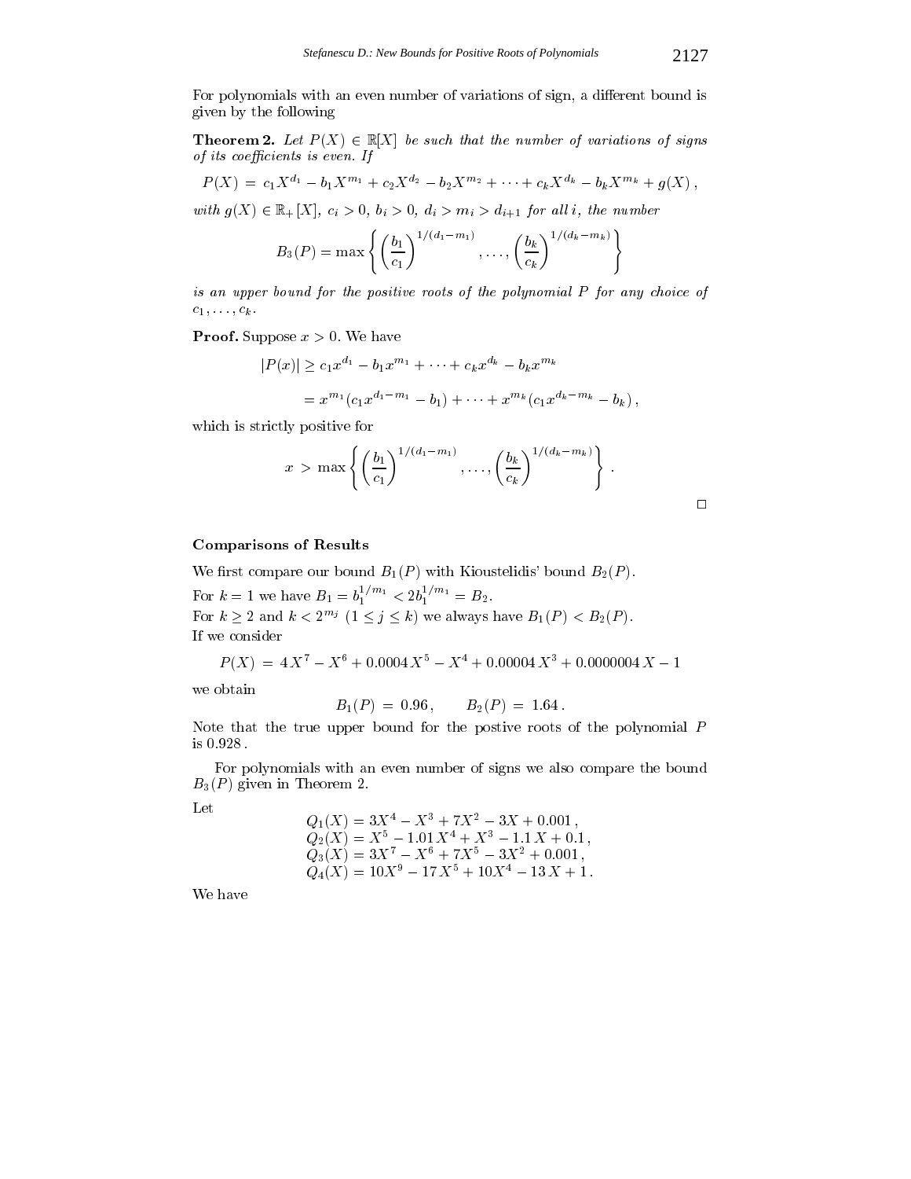For polynomials with an even number of variations of sign, a different bound is given by the following

**Theorem 2.** *Let $P(X) \in \mathbb{R}[X]$ be such that the number of variations of signs of its coefficients is even. If*

$$P(X) = c_1 X^{d_1} - b_1 X^{m_1} + c_2 X^{d_2} - b_2 X^{m_2} + \cdots + c_k X^{d_k} - b_k X^{m_k} + g(X)\,,$$

*with $g(X) \in \mathbb{R}_+[X]$, $c_i > 0$, $b_i > 0$, $d_i > m_i > d_{i+1}$ for all $i$, the number*

$$B_3(P) = \max\left\{ \left(\frac{b_1}{c_1}\right)^{1/(d_1-m_1)}, \ldots, \left(\frac{b_k}{c_k}\right)^{1/(d_k-m_k)} \right\}$$

*is an upper bound for the positive roots of the polynomial $P$ for any choice of $c_1, \ldots, c_k$.*

**Proof.** Suppose $x > 0$. We have

$$\begin{aligned} |P(x)| &\geq c_1 x^{d_1} - b_1 x^{m_1} + \cdots + c_k x^{d_k} - b_k x^{m_k} \\ &= x^{m_1}(c_1 x^{d_1-m_1} - b_1) + \cdots + x^{m_k}(c_1 x^{d_k-m_k} - b_k)\,, \end{aligned}$$

which is strictly positive for

$$x > \max\left\{ \left(\frac{b_1}{c_1}\right)^{1/(d_1-m_1)}, \ldots, \left(\frac{b_k}{c_k}\right)^{1/(d_k-m_k)} \right\}.$$

□

### Comparisons of Results

We first compare our bound $B_1(P)$ with Kioustelidis' bound $B_2(P)$.

For $k = 1$ we have $B_1 = b_1^{1/m_1} < 2b_1^{1/m_1} = B_2$.

For $k \geq 2$ and $k < 2^{m_j}$ $(1 \leq j \leq k)$ we always have $B_1(P) < B_2(P)$.

If we consider

$$P(X) = 4\,X^7 - X^6 + 0.0004\,X^5 - X^4 + 0.00004\,X^3 + 0.0000004\,X - 1$$

we obtain

$$B_1(P) = 0.96\,, \qquad B_2(P) = 1.64\,.$$

Note that the true upper bound for the postive roots of the polynomial $P$ is $0.928$.

For polynomials with an even number of signs we also compare the bound $B_3(P)$ given in Theorem 2.

Let

$$\begin{aligned} Q_1(X) &= 3X^4 - X^3 + 7X^2 - 3X + 0.001\,, \\ Q_2(X) &= X^5 - 1.01\,X^4 + X^3 - 1.1\,X + 0.1\,, \\ Q_3(X) &= 3X^7 - X^6 + 7X^5 - 3X^2 + 0.001\,, \\ Q_4(X) &= 10X^9 - 17\,X^5 + 10X^4 - 13\,X + 1\,. \end{aligned}$$

We have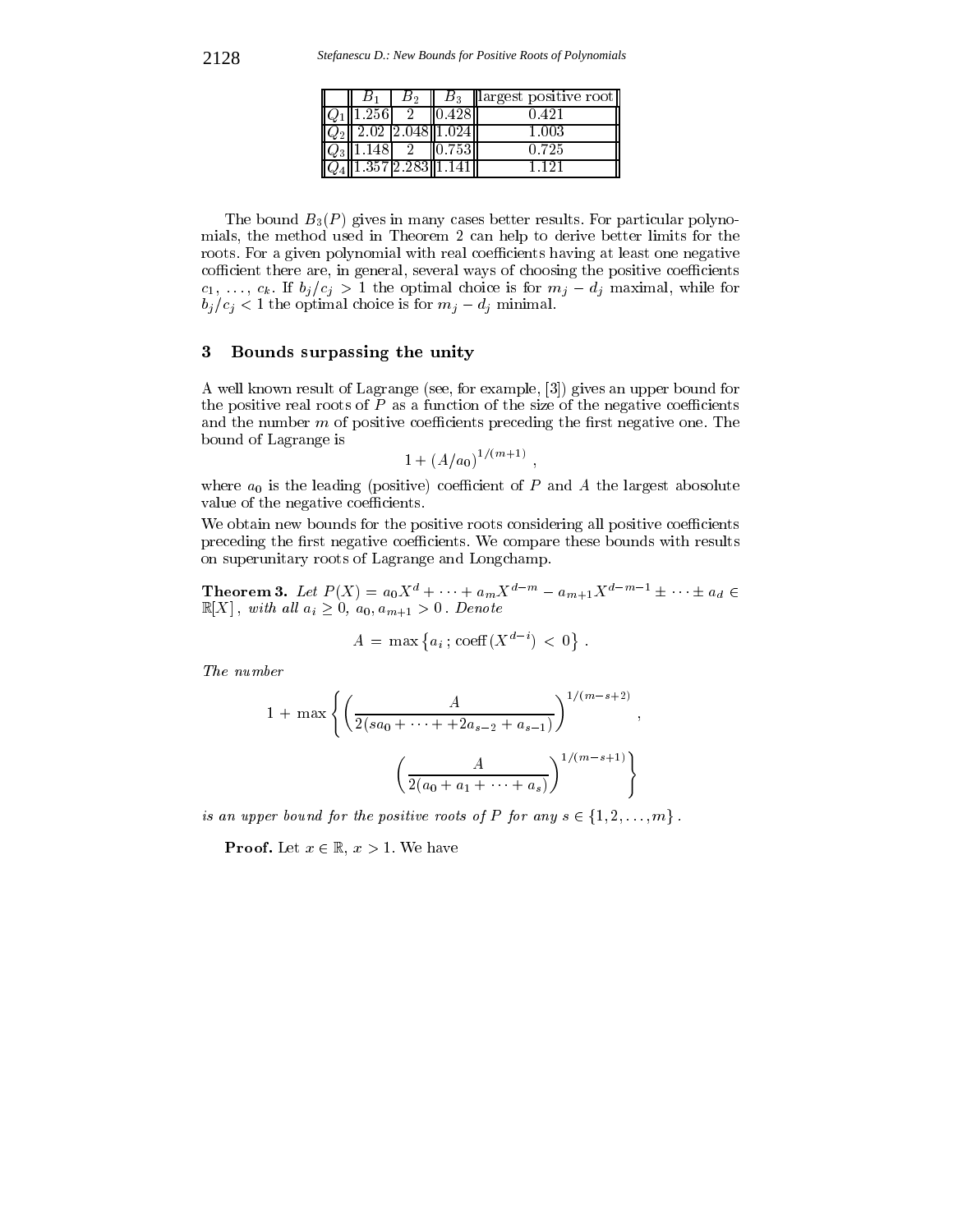| | $B_1$ | $B_2$ | $B_3$ | largest positive root |
|---|---|---|---|---|
| $Q_1$ | 1.256 | 2 | 0.428 | 0.421 |
| $Q_2$ | 2.02 | 2.048 | 1.024 | 1.003 |
| $Q_3$ | 1.148 | 2 | 0.753 | 0.725 |
| $Q_4$ | 1.357 | 2.283 | 1.141 | 1.121 |

The bound $B_3(P)$ gives in many cases better results. For particular polynomials, the method used in Theorem 2 can help to derive better limits for the roots. For a given polynomial with real coefficients having at least one negative cofficient there are, in general, several ways of choosing the positive coefficients $c_1, \ldots, c_k$. If $b_j/c_j > 1$ the optimal choice is for $m_j - d_j$ maximal, while for $b_j/c_j < 1$ the optimal choice is for $m_j - d_j$ minimal.

## 3 Bounds surpassing the unity

A well known result of Lagrange (see, for example, [3]) gives an upper bound for the positive real roots of $P$ as a function of the size of the negative coefficients and the number $m$ of positive coefficients preceding the first negative one. The bound of Lagrange is

$$1 + (A/a_0)^{1/(m+1)} ,$$

where $a_0$ is the leading (positive) coefficient of $P$ and $A$ the largest abosolute value of the negative coefficients.

We obtain new bounds for the positive roots considering all positive coefficients preceding the first negative coefficients. We compare these bounds with results on superunitary roots of Lagrange and Longchamp.

**Theorem 3.** *Let $P(X) = a_0X^d + \cdots + a_mX^{d-m} - a_{m+1}X^{d-m-1} \pm \cdots \pm a_d \in \mathbb{R}[X]$, with all $a_i \geq 0$, $a_0, a_{m+1} > 0$. Denote*

$$A \,=\, \max\left\{a_i \,;\, \operatorname{coeff}(X^{d-i}) \,<\, 0\right\} .$$

*The number*

$$1 \,+\, \max\left\{ \left(\frac{A}{2(sa_0 + \cdots + +2a_{s-2} + a_{s-1})}\right)^{1/(m-s+2)} , \left(\frac{A}{2(a_0 + a_1 + \cdots + a_s)}\right)^{1/(m-s+1)} \right\}$$

*is an upper bound for the positive roots of $P$ for any $s \in \{1, 2, \ldots, m\}$.*

**Proof.** Let $x \in \mathbb{R}$, $x > 1$. We have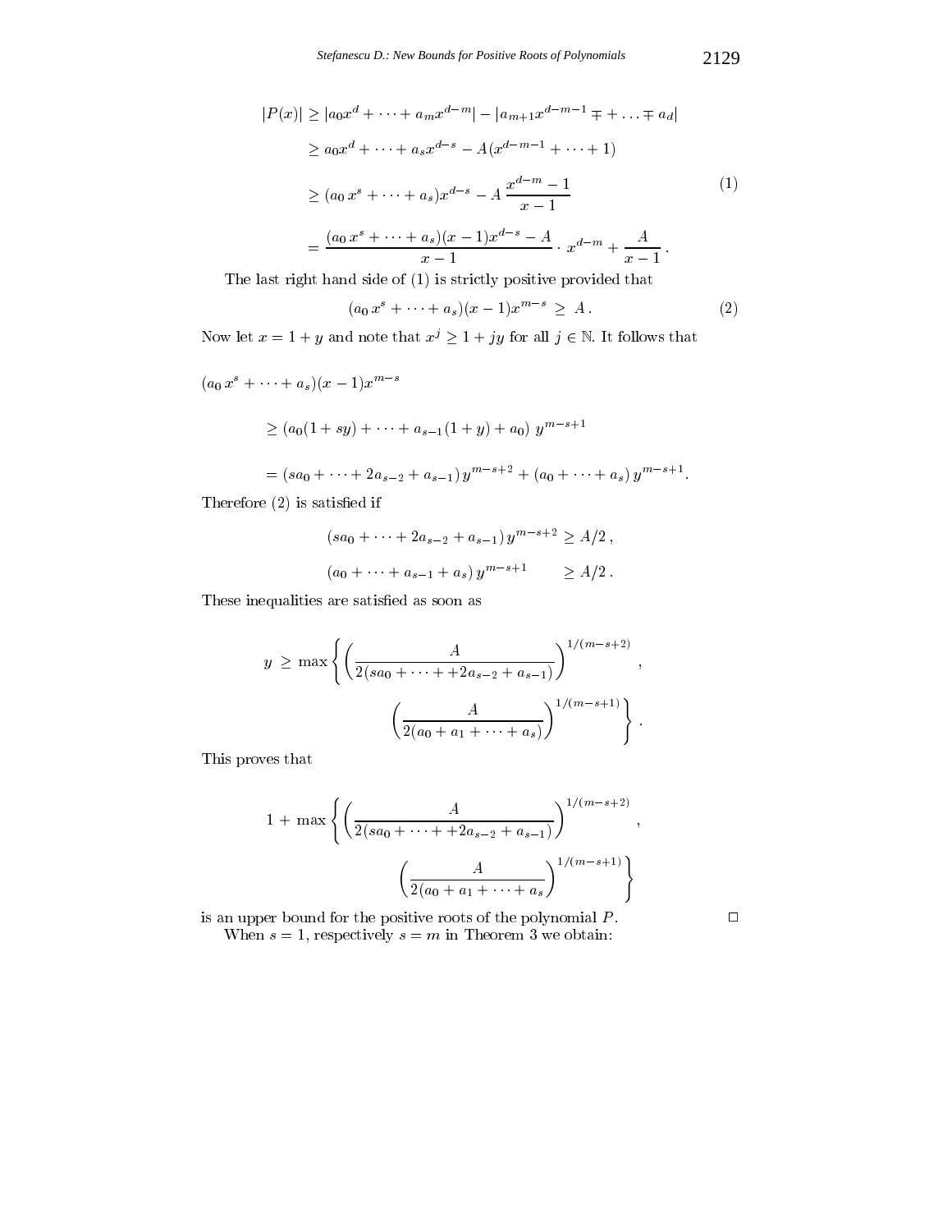$$
\begin{aligned}
|P(x)| &\geq |a_0 x^d + \cdots + a_m x^{d-m}| - |a_{m+1} x^{d-m-1} \mp + \ldots \mp a_d| \\
&\geq a_0 x^d + \cdots + a_s x^{d-s} - A(x^{d-m-1} + \cdots + 1) \\
&\geq (a_0\, x^s + \cdots + a_s) x^{d-s} - A\, \frac{x^{d-m} - 1}{x - 1} \\
&= \frac{(a_0\, x^s + \cdots + a_s)(x-1)x^{d-s} - A}{x-1} \cdot x^{d-m} + \frac{A}{x-1}\,.
\end{aligned}
\tag{1}
$$

The last right hand side of (1) is strictly positive provided that

$$
(a_0\, x^s + \cdots + a_s)(x-1)x^{m-s} \;\geq\; A\,. \tag{2}
$$

Now let $x = 1 + y$ and note that $x^j \geq 1 + jy$ for all $j \in \mathbb{N}$. It follows that

$$
\begin{aligned}
&(a_0\, x^s + \cdots + a_s)(x-1)x^{m-s} \\
&\qquad \geq (a_0(1+sy) + \cdots + a_{s-1}(1+y) + a_0)\; y^{m-s+1} \\
&\qquad = (sa_0 + \cdots + 2a_{s-2} + a_{s-1})\, y^{m-s+2} + (a_0 + \cdots + a_s)\, y^{m-s+1}.
\end{aligned}
$$

Therefore (2) is satisfied if

$$
\begin{aligned}
(sa_0 + \cdots + 2a_{s-2} + a_{s-1})\, y^{m-s+2} &\geq A/2\,, \\
(a_0 + \cdots + a_{s-1} + a_s)\, y^{m-s+1} &\geq A/2\,.
\end{aligned}
$$

These inequalities are satisfied as soon as

$$
y \;\geq\; \max\left\{ \left( \frac{A}{2(sa_0 + \cdots + +2a_{s-2} + a_{s-1})} \right)^{1/(m-s+2)}, \left( \frac{A}{2(a_0 + a_1 + \cdots + a_s)} \right)^{1/(m-s+1)} \right\}.
$$

This proves that

$$
1 + \max\left\{ \left( \frac{A}{2(sa_0 + \cdots + +2a_{s-2} + a_{s-1})} \right)^{1/(m-s+2)}, \left( \frac{A}{2(a_0 + a_1 + \cdots + a_s)} \right)^{1/(m-s+1)} \right\}
$$

is an upper bound for the positive roots of the polynomial $P$. □

When $s = 1$, respectively $s = m$ in Theorem 3 we obtain: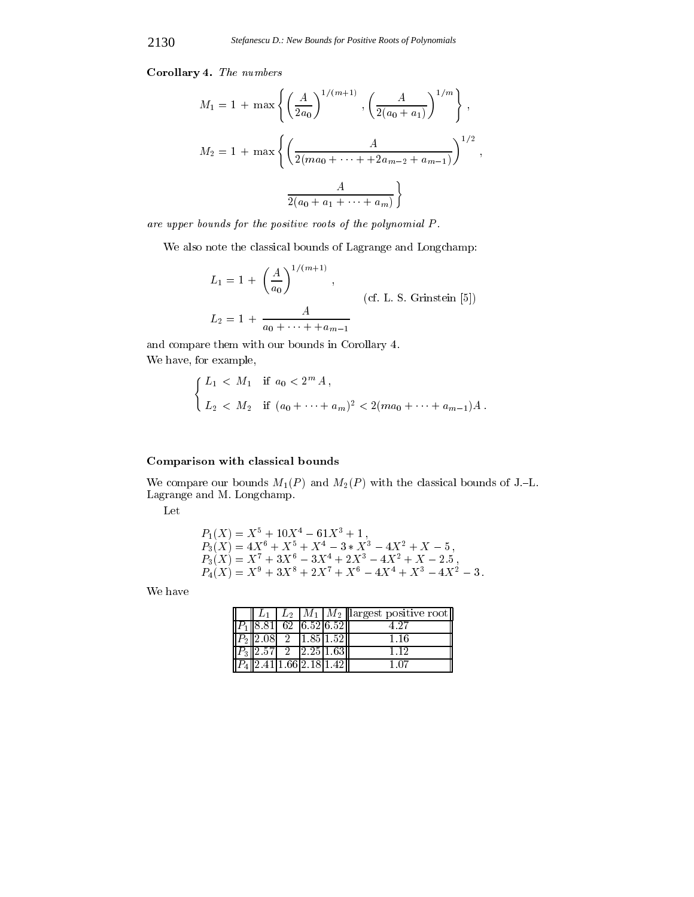**Corollary 4.** *The numbers*

$$M_1 = 1 + \max\left\{ \left(\frac{A}{2a_0}\right)^{1/(m+1)}, \left(\frac{A}{2(a_0+a_1)}\right)^{1/m} \right\},$$

$$M_2 = 1 + \max\left\{ \left(\frac{A}{2(ma_0 + \cdots + +2a_{m-2} + a_{m-1})}\right)^{1/2}, \frac{A}{2(a_0 + a_1 + \cdots + a_m)} \right\}$$

*are upper bounds for the positive roots of the polynomial $P$.*

We also note the classical bounds of Lagrange and Longchamp:

$$L_1 = 1 + \left(\frac{A}{a_0}\right)^{1/(m+1)},$$

$$L_2 = 1 + \frac{A}{a_0 + \cdots + +a_{m-1}}$$

(cf. L. S. Grinstein [5])

and compare them with our bounds in Corollary 4.
We have, for example,

$$\begin{cases} L_1 < M_1 & \text{if } a_0 < 2^m A, \\ L_2 < M_2 & \text{if } (a_0 + \cdots + a_m)^2 < 2(ma_0 + \cdots + a_{m-1})A. \end{cases}$$

**Comparison with classical bounds**

We compare our bounds $M_1(P)$ and $M_2(P)$ with the classical bounds of J.–L. Lagrange and M. Longchamp.

Let

$$P_1(X) = X^5 + 10X^4 - 61X^3 + 1,$$
$$P_3(X) = 4X^6 + X^5 + X^4 - 3 * X^3 - 4X^2 + X - 5,$$
$$P_3(X) = X^7 + 3X^6 - 3X^4 + 2X^3 - 4X^2 + X - 2.5,$$
$$P_4(X) = X^9 + 3X^8 + 2X^7 + X^6 - 4X^4 + X^3 - 4X^2 - 3.$$

We have

| | $L_1$ | $L_2$ | $M_1$ | $M_2$ | largest positive root |
|---|---|---|---|---|---|
| $P_1$ | 8.81 | 62 | 6.52 | 6.52 | 4.27 |
| $P_2$ | 2.08 | 2 | 1.85 | 1.52 | 1.16 |
| $P_3$ | 2.57 | 2 | 2.25 | 1.63 | 1.12 |
| $P_4$ | 2.41 | 1.66 | 2.18 | 1.42 | 1.07 |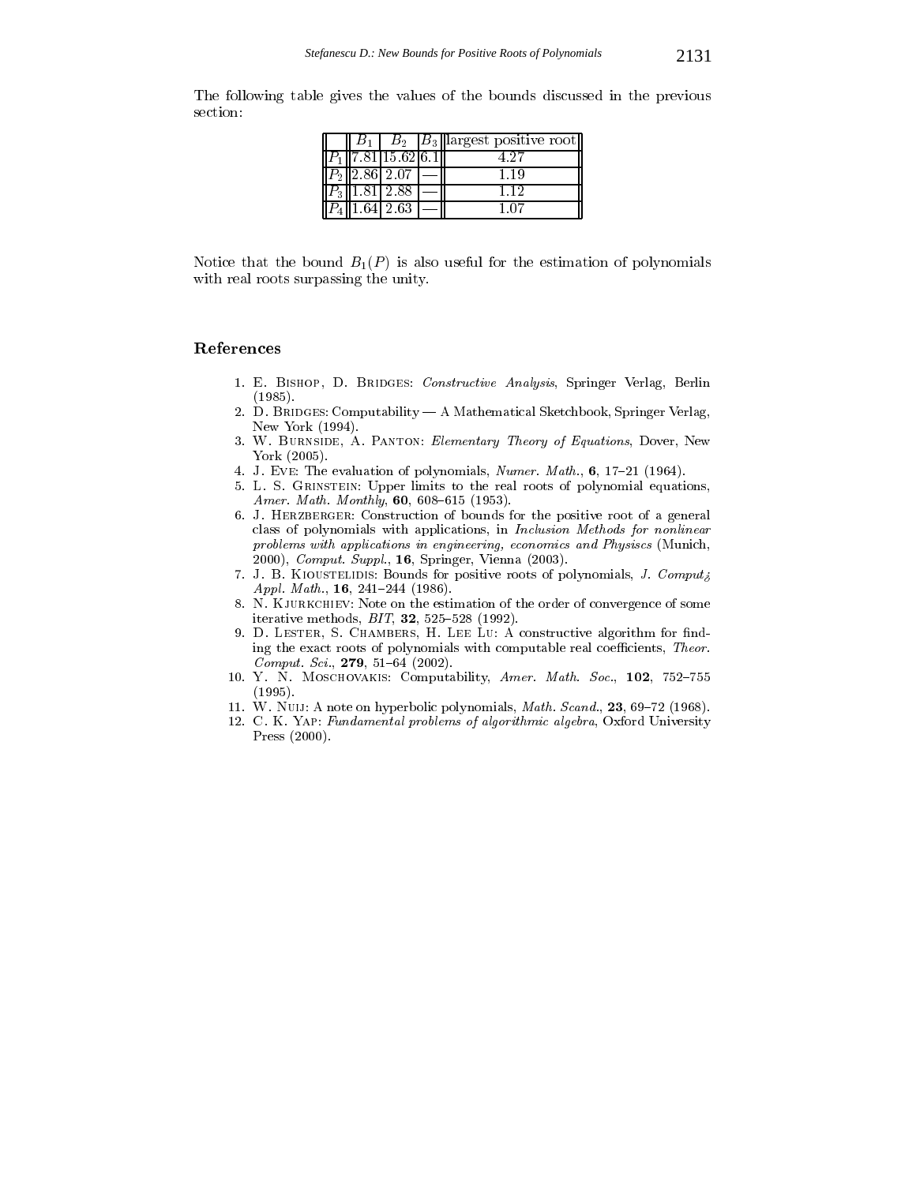The following table gives the values of the bounds discussed in the previous section:

| | $B_1$ | $B_2$ | $B_3$ | largest positive root |
|---|---|---|---|---|
| $P_1$ | 7.81 | 15.62 | 6.1 | 4.27 |
| $P_2$ | 2.86 | 2.07 | — | 1.19 |
| $P_3$ | 1.81 | 2.88 | — | 1.12 |
| $P_4$ | 1.64 | 2.63 | — | 1.07 |

Notice that the bound $B_1(P)$ is also useful for the estimation of polynomials with real roots surpassing the unity.

## References

1. E. Bishop, D. Bridges: *Constructive Analysis*, Springer Verlag, Berlin (1985).
2. D. Bridges: Computability — A Mathematical Sketchbook, Springer Verlag, New York (1994).
3. W. Burnside, A. Panton: *Elementary Theory of Equations*, Dover, New York (2005).
4. J. Eve: The evaluation of polynomials, *Numer. Math.*, **6**, 17–21 (1964).
5. L. S. Grinstein: Upper limits to the real roots of polynomial equations, *Amer. Math. Monthly*, **60**, 608–615 (1953).
6. J. Herzberger: Construction of bounds for the positive root of a general class of polynomials with applications, in *Inclusion Methods for nonlinear problems with applications in engineering, economics and Physiscs* (Munich, 2000), *Comput. Suppl.*, **16**, Springer, Vienna (2003).
7. J. B. Kioustelidis: Bounds for positive roots of polynomials, *J. Comput¿ Appl. Math.*, **16**, 241–244 (1986).
8. N. Kjurkchiev: Note on the estimation of the order of convergence of some iterative methods, *BIT*, **32**, 525–528 (1992).
9. D. Lester, S. Chambers, H. Lee Lu: A constructive algorithm for finding the exact roots of polynomials with computable real coefficients, *Theor. Comput. Sci.*, **279**, 51–64 (2002).
10. Y. N. Moschovakis: Computability, *Amer. Math. Soc.*, **102**, 752–755 (1995).
11. W. Nuij: A note on hyperbolic polynomials, *Math. Scand.*, **23**, 69–72 (1968).
12. C. K. Yap: *Fundamental problems of algorithmic algebra*, Oxford University Press (2000).